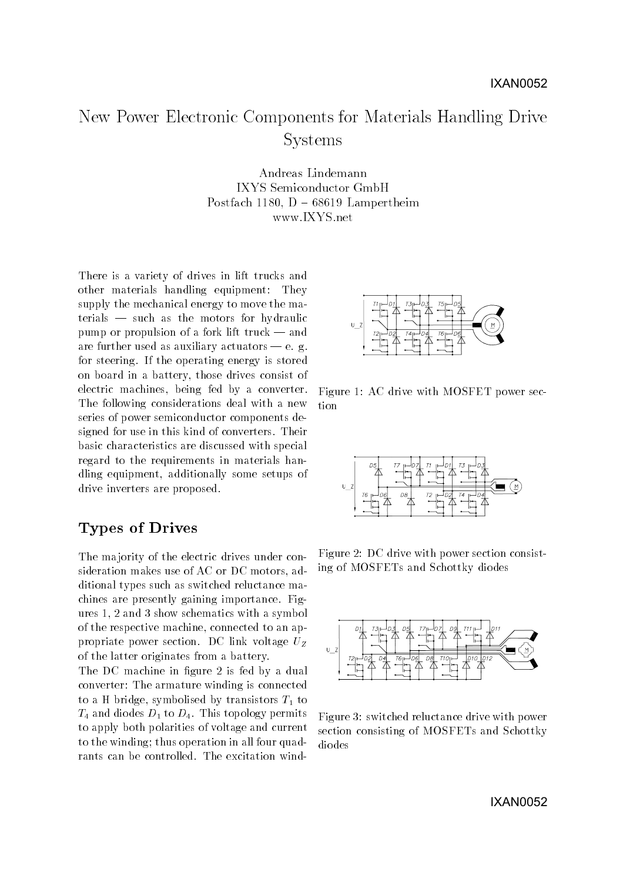# New Power Electronic Components for Materials Handling Drive Systems

Andreas Lindemann
IXYS Semiconductor GmbH
Postfach 1180, D – 68619 Lampertheim
www.IXYS.net

There is a variety of drives in lift trucks and other materials handling equipment: They supply the mechanical energy to move the materials — such as the motors for hydraulic pump or propulsion of a fork lift truck — and are further used as auxiliary actuators — e. g. for steering. If the operating energy is stored on board in a battery, those drives consist of electric machines, being fed by a converter. The following considerations deal with a new series of power semiconductor components designed for use in this kind of converters. Their basic characteristics are discussed with special regard to the requirements in materials handling equipment, additionally some setups of drive inverters are proposed.

## Types of Drives

The majority of the electric drives under consideration makes use of AC or DC motors, additional types such as switched reluctance machines are presently gaining importance. Figures 1, 2 and 3 show schematics with a symbol of the respective machine, connected to an appropriate power section. DC link voltage $U_Z$ of the latter originates from a battery.

The DC machine in figure 2 is fed by a dual converter: The armature winding is connected to a H bridge, symbolised by transistors $T_1$ to $T_4$ and diodes $D_1$ to $D_4$. This topology permits to apply both polarities of voltage and current to the winding; thus operation in all four quadrants can be controlled. The excitation wind-

Figure 1: AC drive with MOSFET power section

Figure 2: DC drive with power section consisting of MOSFETs and Schottky diodes

Figure 3: switched reluctance drive with power section consisting of MOSFETs and Schottky diodes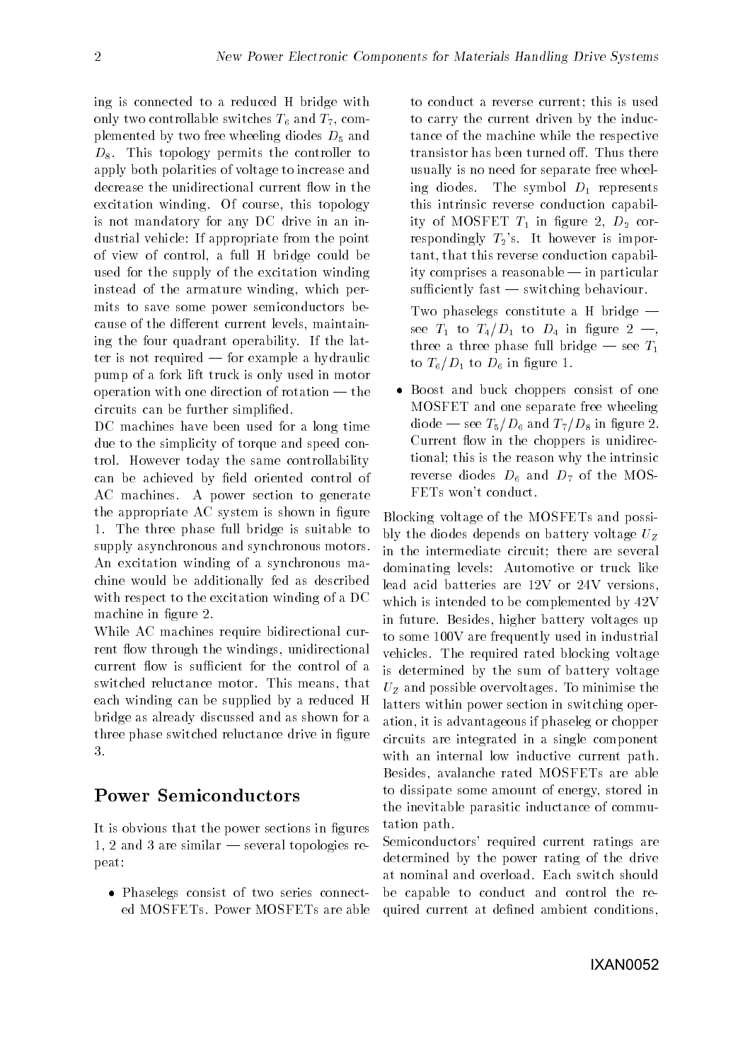ing is connected to a reduced H bridge with only two controllable switches $T_6$ and $T_7$, complemented by two free wheeling diodes $D_5$ and $D_8$. This topology permits the controller to apply both polarities of voltage to increase and decrease the unidirectional current flow in the excitation winding. Of course, this topology is not mandatory for any DC drive in an industrial vehicle: If appropriate from the point of view of control, a full H bridge could be used for the supply of the excitation winding instead of the armature winding, which permits to save some power semiconductors because of the different current levels, maintaining the four quadrant operability. If the latter is not required — for example a hydraulic pump of a fork lift truck is only used in motor operation with one direction of rotation — the circuits can be further simplified.

DC machines have been used for a long time due to the simplicity of torque and speed control. However today the same controllability can be achieved by field oriented control of AC machines. A power section to generate the appropriate AC system is shown in figure 1. The three phase full bridge is suitable to supply asynchronous and synchronous motors. An excitation winding of a synchronous machine would be additionally fed as described with respect to the excitation winding of a DC machine in figure 2.

While AC machines require bidirectional current flow through the windings, unidirectional current flow is sufficient for the control of a switched reluctance motor. This means, that each winding can be supplied by a reduced H bridge as already discussed and as shown for a three phase switched reluctance drive in figure 3.

## Power Semiconductors

It is obvious that the power sections in figures 1, 2 and 3 are similar — several topologies repeat:

- Phaselegs consist of two series connected MOSFETs. Power MOSFETs are able to conduct a reverse current; this is used to carry the current driven by the inductance of the machine while the respective transistor has been turned off. Thus there usually is no need for separate free wheeling diodes. The symbol $D_1$ represents this intrinsic reverse conduction capability of MOSFET $T_1$ in figure 2, $D_2$ correspondingly $T_2$'s. It however is important, that this reverse conduction capability comprises a reasonable — in particular sufficiently fast — switching behaviour.

  Two phaselegs constitute a H bridge — see $T_1$ to $T_4/D_1$ to $D_4$ in figure 2 —, three a three phase full bridge — see $T_1$ to $T_6/D_1$ to $D_6$ in figure 1.

- Boost and buck choppers consist of one MOSFET and one separate free wheeling diode — see $T_5/D_6$ and $T_7/D_8$ in figure 2. Current flow in the choppers is unidirectional; this is the reason why the intrinsic reverse diodes $D_6$ and $D_7$ of the MOSFETs won't conduct.

Blocking voltage of the MOSFETs and possibly the diodes depends on battery voltage $U_Z$ in the intermediate circuit; there are several dominating levels: Automotive or truck like lead acid batteries are 12V or 24V versions, which is intended to be complemented by 42V in future. Besides, higher battery voltages up to some 100V are frequently used in industrial vehicles. The required rated blocking voltage is determined by the sum of battery voltage $U_Z$ and possible overvoltages. To minimise the latters within power section in switching operation, it is advantageous if phaseleg or chopper circuits are integrated in a single component with an internal low inductive current path. Besides, avalanche rated MOSFETs are able to dissipate some amount of energy, stored in the inevitable parasitic inductance of commutation path.

Semiconductors' required current ratings are determined by the power rating of the drive at nominal and overload. Each switch should be capable to conduct and control the required current at defined ambient conditions,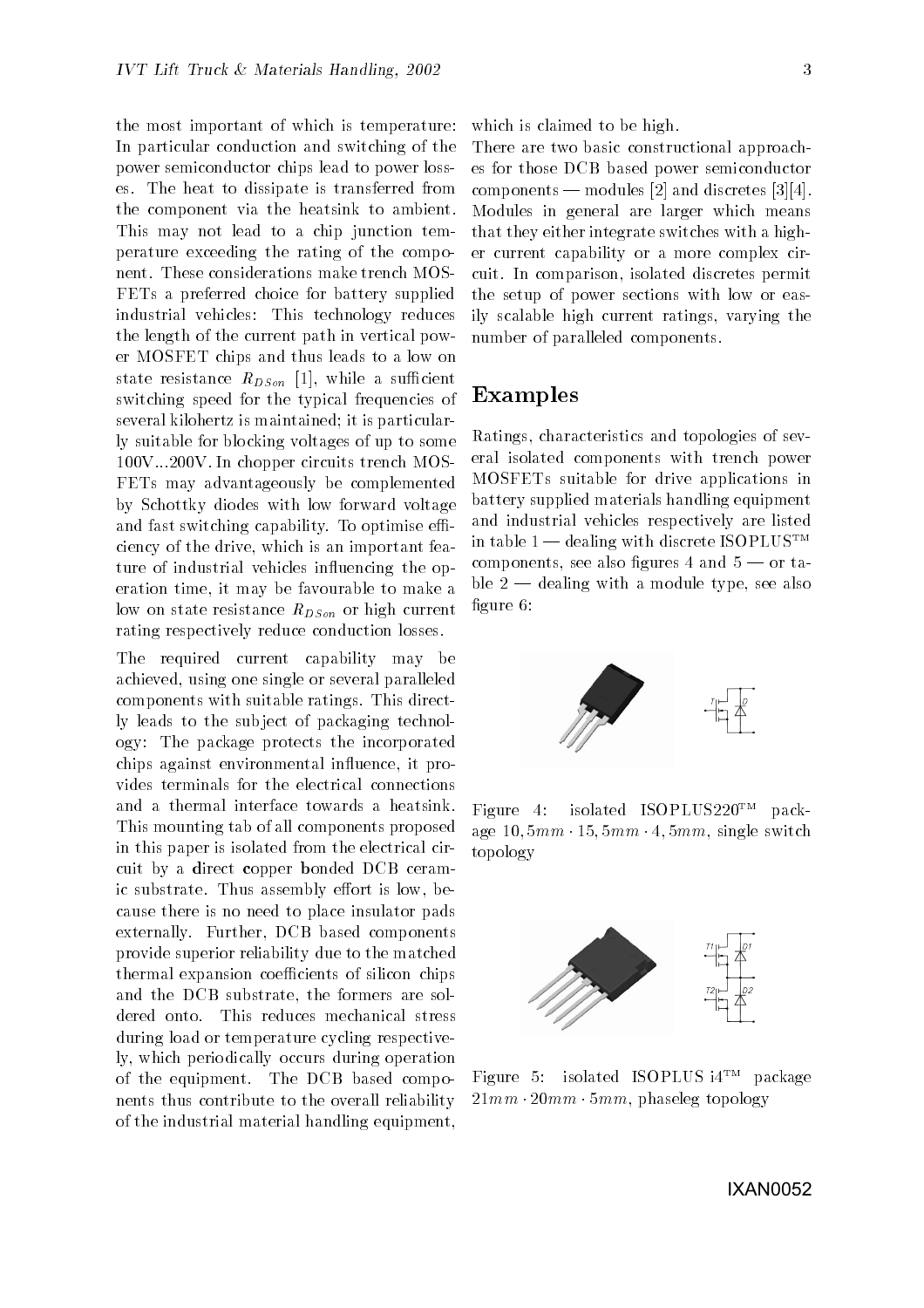the most important of which is temperature: In particular conduction and switching of the power semiconductor chips lead to power losses. The heat to dissipate is transferred from the component via the heatsink to ambient. This may not lead to a chip junction temperature exceeding the rating of the component. These considerations make trench MOSFETs a preferred choice for battery supplied industrial vehicles: This technology reduces the length of the current path in vertical power MOSFET chips and thus leads to a low on state resistance $R_{DSon}$ [1], while a sufficient switching speed for the typical frequencies of several kilohertz is maintained; it is particularly suitable for blocking voltages of up to some 100V...200V. In chopper circuits trench MOSFETs may advantageously be complemented by Schottky diodes with low forward voltage and fast switching capability. To optimise efficiency of the drive, which is an important feature of industrial vehicles influencing the operation time, it may be favourable to make a low on state resistance $R_{DSon}$ or high current rating respectively reduce conduction losses.

The required current capability may be achieved, using one single or several paralleled components with suitable ratings. This directly leads to the subject of packaging technology: The package protects the incorporated chips against environmental influence, it provides terminals for the electrical connections and a thermal interface towards a heatsink. This mounting tab of all components proposed in this paper is isolated from the electrical circuit by a **d**irect **c**opper **b**onded DCB ceramic substrate. Thus assembly effort is low, because there is no need to place insulator pads externally. Further, DCB based components provide superior reliability due to the matched thermal expansion coefficients of silicon chips and the DCB substrate, the formers are soldered onto. This reduces mechanical stress during load or temperature cycling respectively, which periodically occurs during operation of the equipment. The DCB based components thus contribute to the overall reliability of the industrial material handling equipment, which is claimed to be high.

There are two basic constructional approaches for those DCB based power semiconductor components — modules [2] and discretes [3][4]. Modules in general are larger which means that they either integrate switches with a higher current capability or a more complex circuit. In comparison, isolated discretes permit the setup of power sections with low or easily scalable high current ratings, varying the number of paralleled components.

## Examples

Ratings, characteristics and topologies of several isolated components with trench power MOSFETs suitable for drive applications in battery supplied materials handling equipment and industrial vehicles respectively are listed in table 1 — dealing with discrete ISOPLUS™ components, see also figures 4 and 5 — or table 2 — dealing with a module type, see also figure 6:

Figure 4: isolated ISOPLUS220™ package $10,5mm \cdot 15,5mm \cdot 4,5mm$, single switch topology

Figure 5: isolated ISOPLUS i4™ package $21mm \cdot 20mm \cdot 5mm$, phaseleg topology

IXAN0052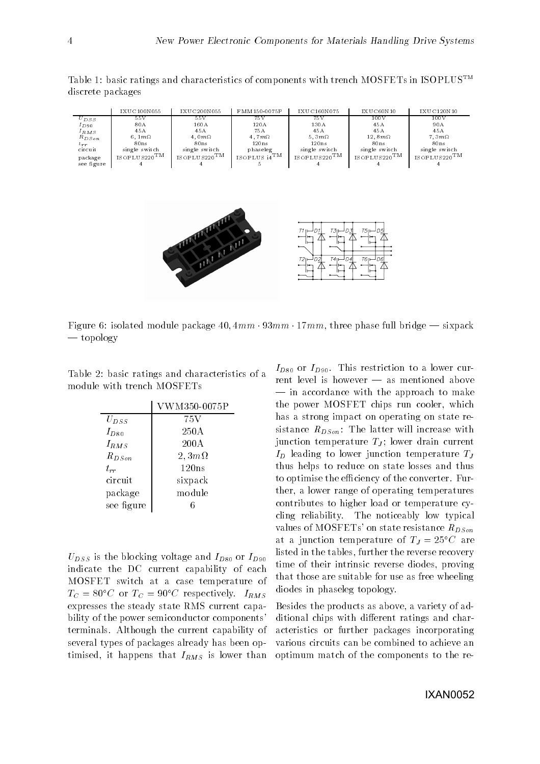Table 1: basic ratings and characteristics of components with trench MOSFETs in ISOPLUS™ discrete packages

| | IXUC100N055 | IXUC200N055 | FMM150-0075P | IXUC160N075 | IXUC60N10 | IXUC120N10 |
|---|---|---|---|---|---|---|
| $U_{DSS}$ | 55V | 55V | 75V | 75V | 100V | 100V |
| $I_{D90}$ | 80A | 160A | 120A | 130A | 45A | 90A |
| $I_{RMS}$ | 45A | 45A | 75A | 45A | 45A | 45A |
| $R_{DSon}$ | $6,1m\Omega$ | $4,0m\Omega$ | $4,7m\Omega$ | $5,3m\Omega$ | $12,8m\Omega$ | $7,3m\Omega$ |
| $t_{rr}$ | 80ns | 80ns | 120ns | 120ns | 80ns | 80ns |
| circuit | single switch | single switch | phaseleg | single switch | single switch | single switch |
| package | ISOPLUS220™ | ISOPLUS220™ | ISOPLUS i4™ | ISOPLUS220™ | ISOPLUS220™ | ISOPLUS220™ |
| see figure | 4 | 4 | 5 | 4 | 4 | 4 |

Figure 6: isolated module package $40,4mm \cdot 93mm \cdot 17mm$, three phase full bridge — sixpack — topology

Table 2: basic ratings and characteristics of a module with trench MOSFETs

| | VWM350-0075P |
|---|---|
| $U_{DSS}$ | 75V |
| $I_{D80}$ | 250A |
| $I_{RMS}$ | 200A |
| $R_{DSon}$ | $2,3m\Omega$ |
| $t_{rr}$ | 120ns |
| circuit | sixpack |
| package | module |
| see figure | 6 |

$U_{DSS}$ is the blocking voltage and $I_{D80}$ or $I_{D90}$ indicate the DC current capability of each MOSFET switch at a case temperature of $T_C = 80°C$ or $T_C = 90°C$ respectively. $I_{RMS}$ expresses the steady state RMS current capability of the power semiconductor components' terminals. Although the current capability of several types of packages already has been optimised, it happens that $I_{RMS}$ is lower than $I_{D80}$ or $I_{D90}$. This restriction to a lower current level is however — as mentioned above — in accordance with the approach to make the power MOSFET chips run cooler, which has a strong impact on operating on state resistance $R_{DSon}$: The latter will increase with junction temperature $T_J$; lower drain current $I_D$ leading to lower junction temperature $T_J$ thus helps to reduce on state losses and thus to optimise the efficiency of the converter. Further, a lower range of operating temperatures contributes to higher load or temperature cycling reliability. The noticeably low typical values of MOSFETs' on state resistance $R_{DSon}$ at a junction temperature of $T_J = 25°C$ are listed in the tables, further the reverse recovery time of their intrinsic reverse diodes, proving that those are suitable for use as free wheeling diodes in phaseleg topology.

Besides the products as above, a variety of additional chips with different ratings and characteristics or further packages incorporating various circuits can be combined to achieve an optimum match of the components to the re-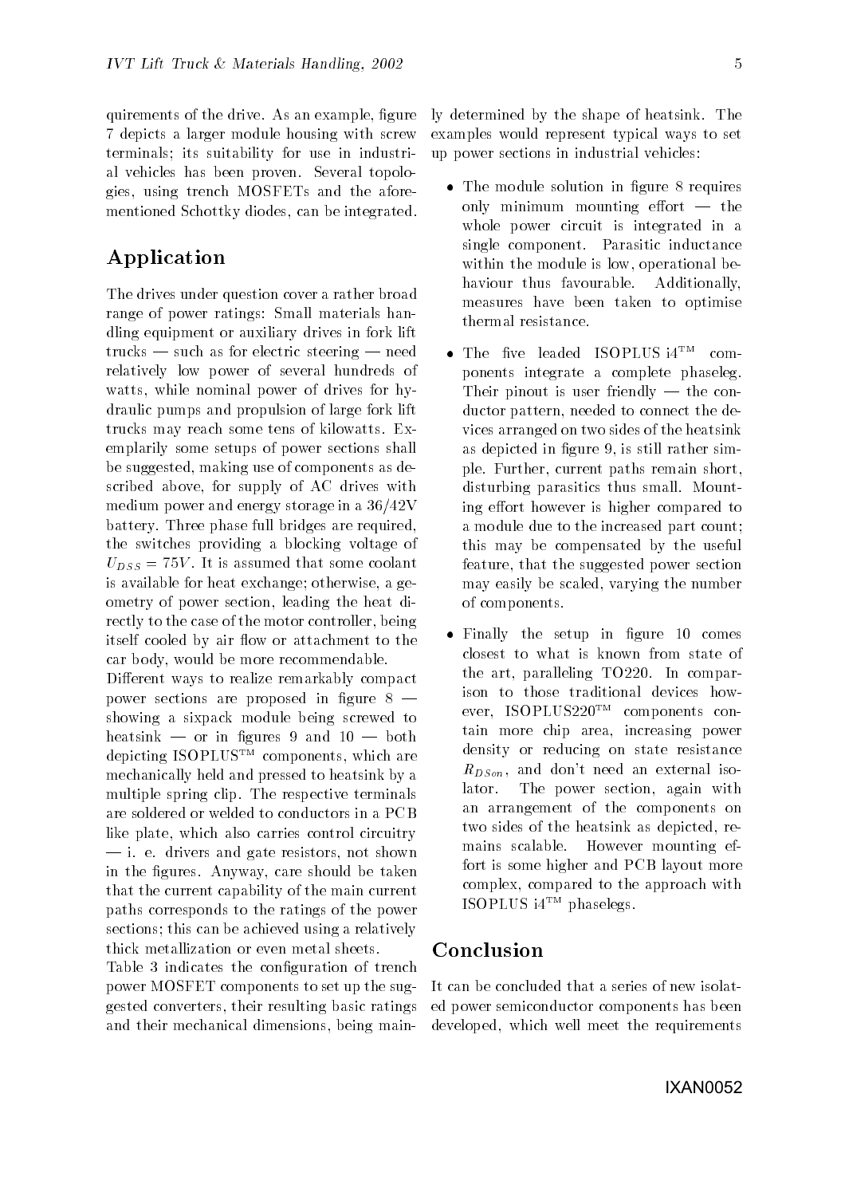quirements of the drive. As an example, figure 7 depicts a larger module housing with screw terminals; its suitability for use in industrial vehicles has been proven. Several topologies, using trench MOSFETs and the aforementioned Schottky diodes, can be integrated.

## Application

The drives under question cover a rather broad range of power ratings: Small materials handling equipment or auxiliary drives in fork lift trucks — such as for electric steering — need relatively low power of several hundreds of watts, while nominal power of drives for hydraulic pumps and propulsion of large fork lift trucks may reach some tens of kilowatts. Exemplarily some setups of power sections shall be suggested, making use of components as described above, for supply of AC drives with medium power and energy storage in a 36/42V battery. Three phase full bridges are required, the switches providing a blocking voltage of $U_{DSS} = 75V$. It is assumed that some coolant is available for heat exchange; otherwise, a geometry of power section, leading the heat directly to the case of the motor controller, being itself cooled by air flow or attachment to the car body, would be more recommendable.

Different ways to realize remarkably compact power sections are proposed in figure 8 — showing a sixpack module being screwed to heatsink — or in figures 9 and 10 — both depicting ISOPLUS™ components, which are mechanically held and pressed to heatsink by a multiple spring clip. The respective terminals are soldered or welded to conductors in a PCB like plate, which also carries control circuitry — i. e. drivers and gate resistors, not shown in the figures. Anyway, care should be taken that the current capability of the main current paths corresponds to the ratings of the power sections; this can be achieved using a relatively thick metallization or even metal sheets.

Table 3 indicates the configuration of trench power MOSFET components to set up the suggested converters, their resulting basic ratings and their mechanical dimensions, being mainly determined by the shape of heatsink. The examples would represent typical ways to set up power sections in industrial vehicles:

- The module solution in figure 8 requires only minimum mounting effort — the whole power circuit is integrated in a single component. Parasitic inductance within the module is low, operational behaviour thus favourable. Additionally, measures have been taken to optimise thermal resistance.

- The five leaded ISOPLUS i4™ components integrate a complete phaseleg. Their pinout is user friendly — the conductor pattern, needed to connect the devices arranged on two sides of the heatsink as depicted in figure 9, is still rather simple. Further, current paths remain short, disturbing parasitics thus small. Mounting effort however is higher compared to a module due to the increased part count; this may be compensated by the useful feature, that the suggested power section may easily be scaled, varying the number of components.

- Finally the setup in figure 10 comes closest to what is known from state of the art, paralleling TO220. In comparison to those traditional devices however, ISOPLUS220™ components contain more chip area, increasing power density or reducing on state resistance $R_{DSon}$, and don't need an external isolator. The power section, again with an arrangement of the components on two sides of the heatsink as depicted, remains scalable. However mounting effort is some higher and PCB layout more complex, compared to the approach with ISOPLUS i4™ phaselegs.

## Conclusion

It can be concluded that a series of new isolated power semiconductor components has been developed, which well meet the requirements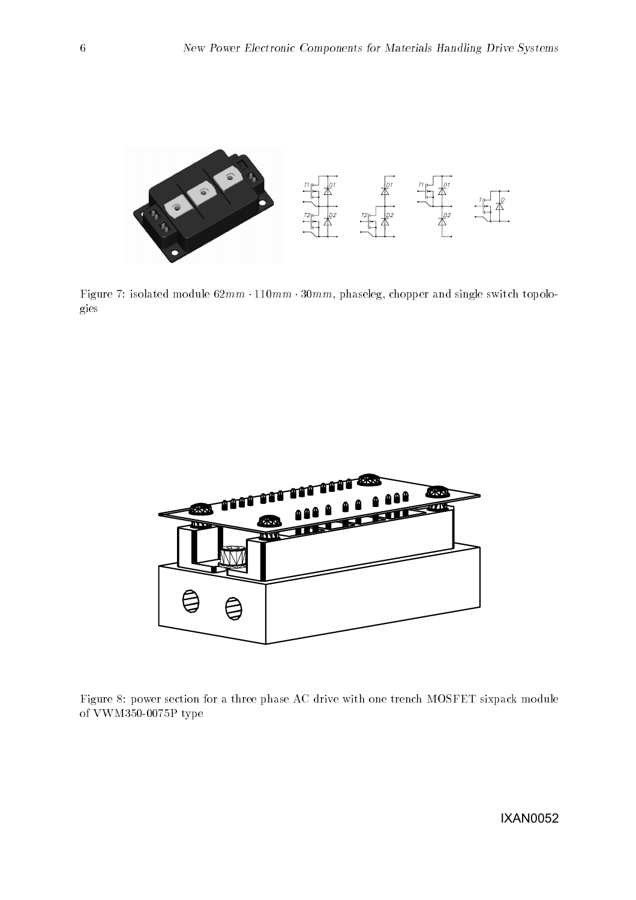Figure 7: isolated module $62mm \cdot 110mm \cdot 30mm$, phaseleg, chopper and single switch topologies

Figure 8: power section for a three phase AC drive with one trench MOSFET sixpack module of VWM350-0075P type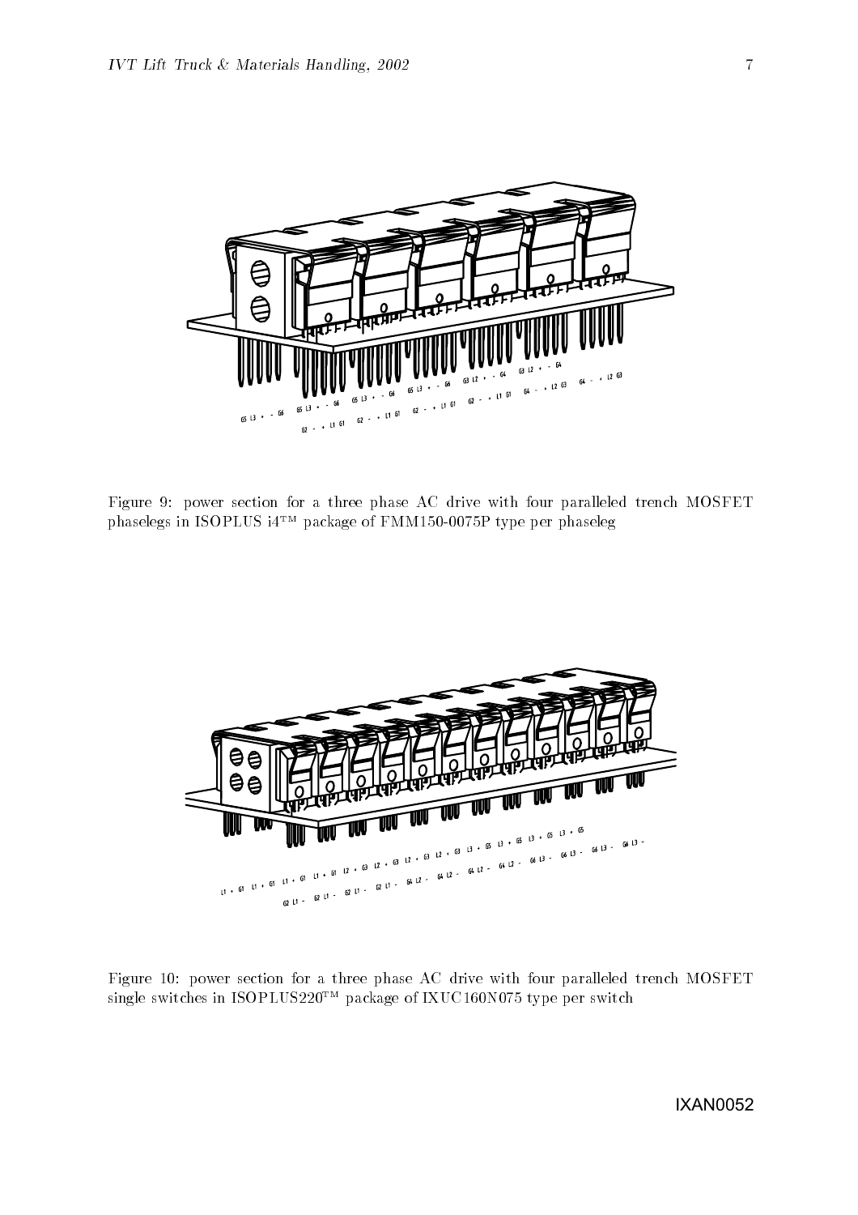Figure 9: power section for a three phase AC drive with four paralleled trench MOSFET phaselegs in ISOPLUS i4™ package of FMM150-0075P type per phaseleg

Figure 10: power section for a three phase AC drive with four paralleled trench MOSFET single switches in ISOPLUS220™ package of IXUC160N075 type per switch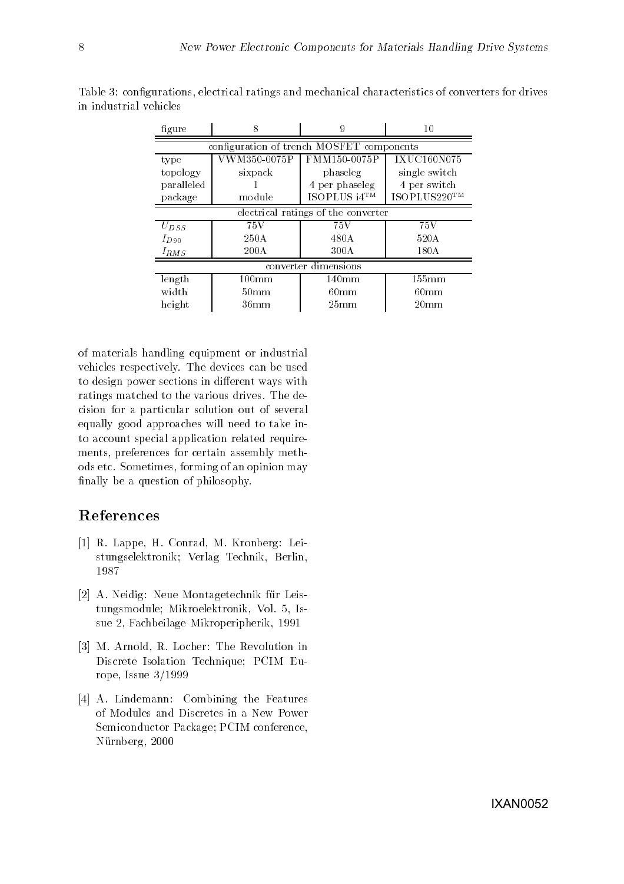Table 3: configurations, electrical ratings and mechanical characteristics of converters for drives in industrial vehicles

| figure | 8 | 9 | 10 |
|---|---|---|---|
| configuration of trench MOSFET components | | | |
| type | VWM350-0075P | FMM150-0075P | IXUC160N075 |
| topology | sixpack | phaseleg | single switch |
| paralleled | 1 | 4 per phaseleg | 4 per switch |
| package | module | ISOPLUS i4™ | ISOPLUS220™ |
| electrical ratings of the converter | | | |
| $U_{DSS}$ | 75V | 75V | 75V |
| $I_{D90}$ | 250A | 480A | 520A |
| $I_{RMS}$ | 200A | 300A | 180A |
| converter dimensions | | | |
| length | 100mm | 140mm | 155mm |
| width | 50mm | 60mm | 60mm |
| height | 36mm | 25mm | 20mm |

of materials handling equipment or industrial vehicles respectively. The devices can be used to design power sections in different ways with ratings matched to the various drives. The decision for a particular solution out of several equally good approaches will need to take into account special application related requirements, preferences for certain assembly methods etc. Sometimes, forming of an opinion may finally be a question of philosophy.

## References

[1] R. Lappe, H. Conrad, M. Kronberg: Leistungselektronik; Verlag Technik, Berlin, 1987

[2] A. Neidig: Neue Montagetechnik für Leistungsmodule; Mikroelektronik, Vol. 5, Issue 2, Fachbeilage Mikroperipherik, 1991

[3] M. Arnold, R. Locher: The Revolution in Discrete Isolation Technique; PCIM Europe, Issue 3/1999

[4] A. Lindemann: Combining the Features of Modules and Discretes in a New Power Semiconductor Package; PCIM conference, Nürnberg, 2000

IXAN0052